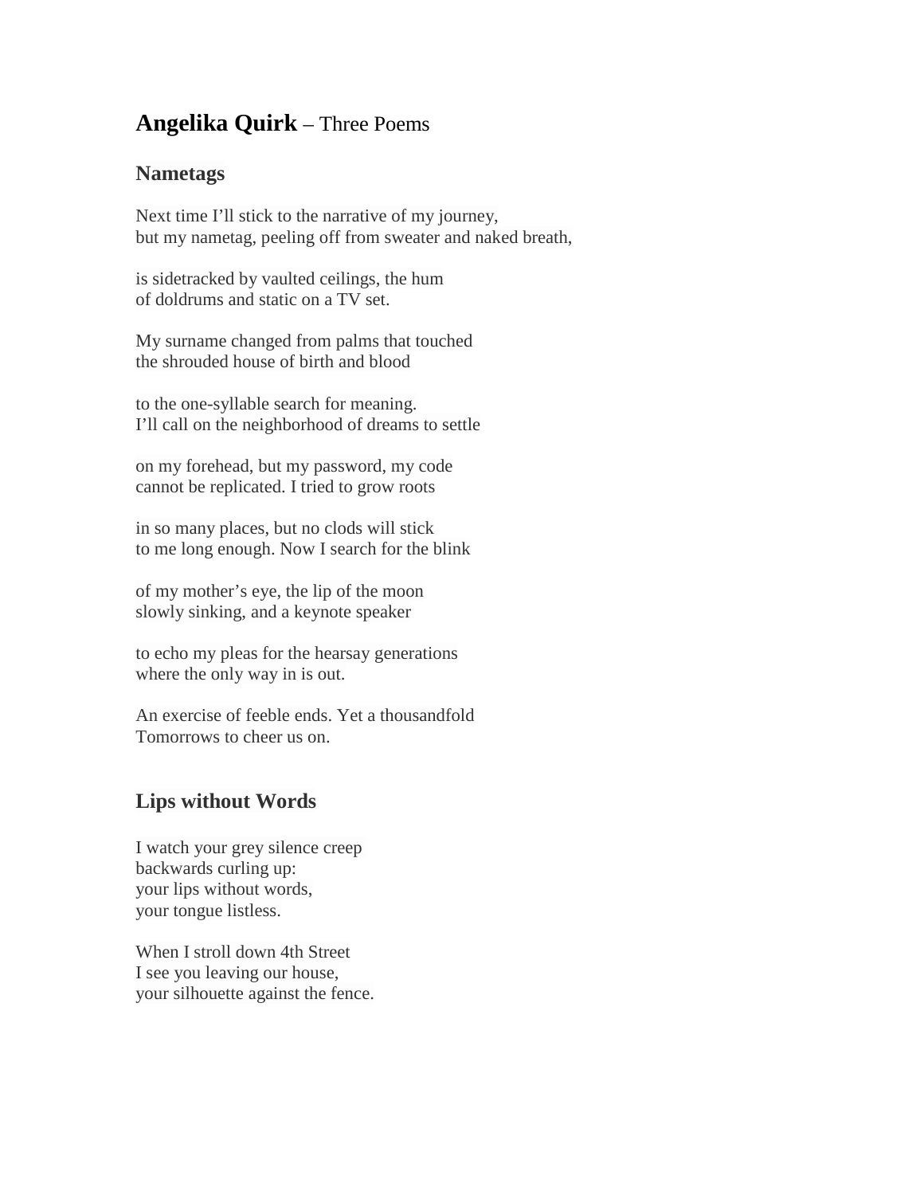# **Angelika Quirk** – Three Poems

## Nametags

Next time I'll stick to the narrative of my journey,
but my nametag, peeling off from sweater and naked breath,

is sidetracked by vaulted ceilings, the hum
of doldrums and static on a TV set.

My surname changed from palms that touched
the shrouded house of birth and blood

to the one-syllable search for meaning.
I'll call on the neighborhood of dreams to settle

on my forehead, but my password, my code
cannot be replicated. I tried to grow roots

in so many places, but no clods will stick
to me long enough. Now I search for the blink

of my mother's eye, the lip of the moon
slowly sinking, and a keynote speaker

to echo my pleas for the hearsay generations
where the only way in is out.

An exercise of feeble ends. Yet a thousandfold
Tomorrows to cheer us on.

## Lips without Words

I watch your grey silence creep
backwards curling up:
your lips without words,
your tongue listless.

When I stroll down 4th Street
I see you leaving our house,
your silhouette against the fence.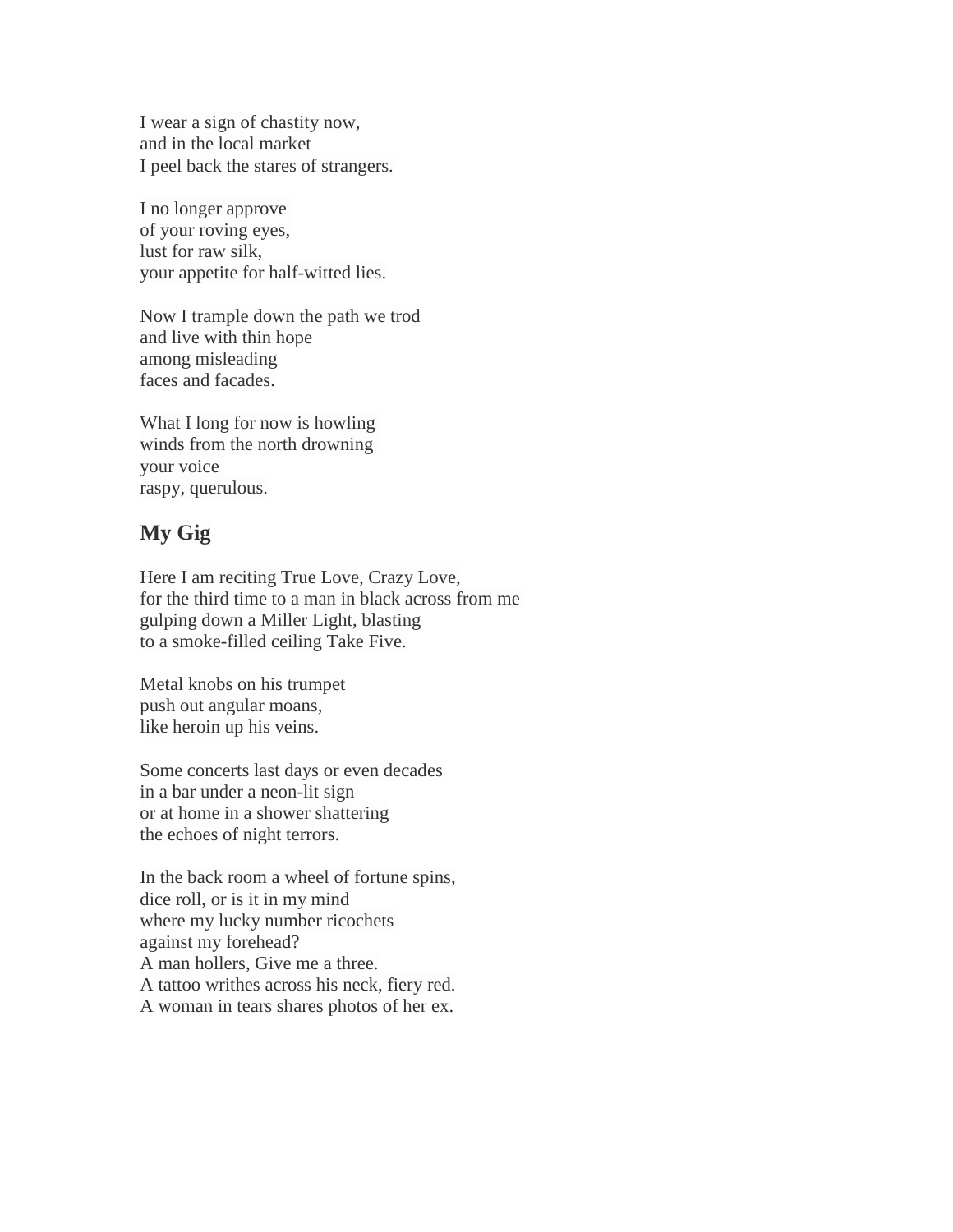I wear a sign of chastity now,  
and in the local market  
I peel back the stares of strangers.

I no longer approve  
of your roving eyes,  
lust for raw silk,  
your appetite for half-witted lies.

Now I trample down the path we trod  
and live with thin hope  
among misleading  
faces and facades.

What I long for now is howling  
winds from the north drowning  
your voice  
raspy, querulous.

## My Gig

Here I am reciting True Love, Crazy Love,  
for the third time to a man in black across from me  
gulping down a Miller Light, blasting  
to a smoke-filled ceiling Take Five.

Metal knobs on his trumpet  
push out angular moans,  
like heroin up his veins.

Some concerts last days or even decades  
in a bar under a neon-lit sign  
or at home in a shower shattering  
the echoes of night terrors.

In the back room a wheel of fortune spins,  
dice roll, or is it in my mind  
where my lucky number ricochets  
against my forehead?  
A man hollers, Give me a three.  
A tattoo writhes across his neck, fiery red.  
A woman in tears shares photos of her ex.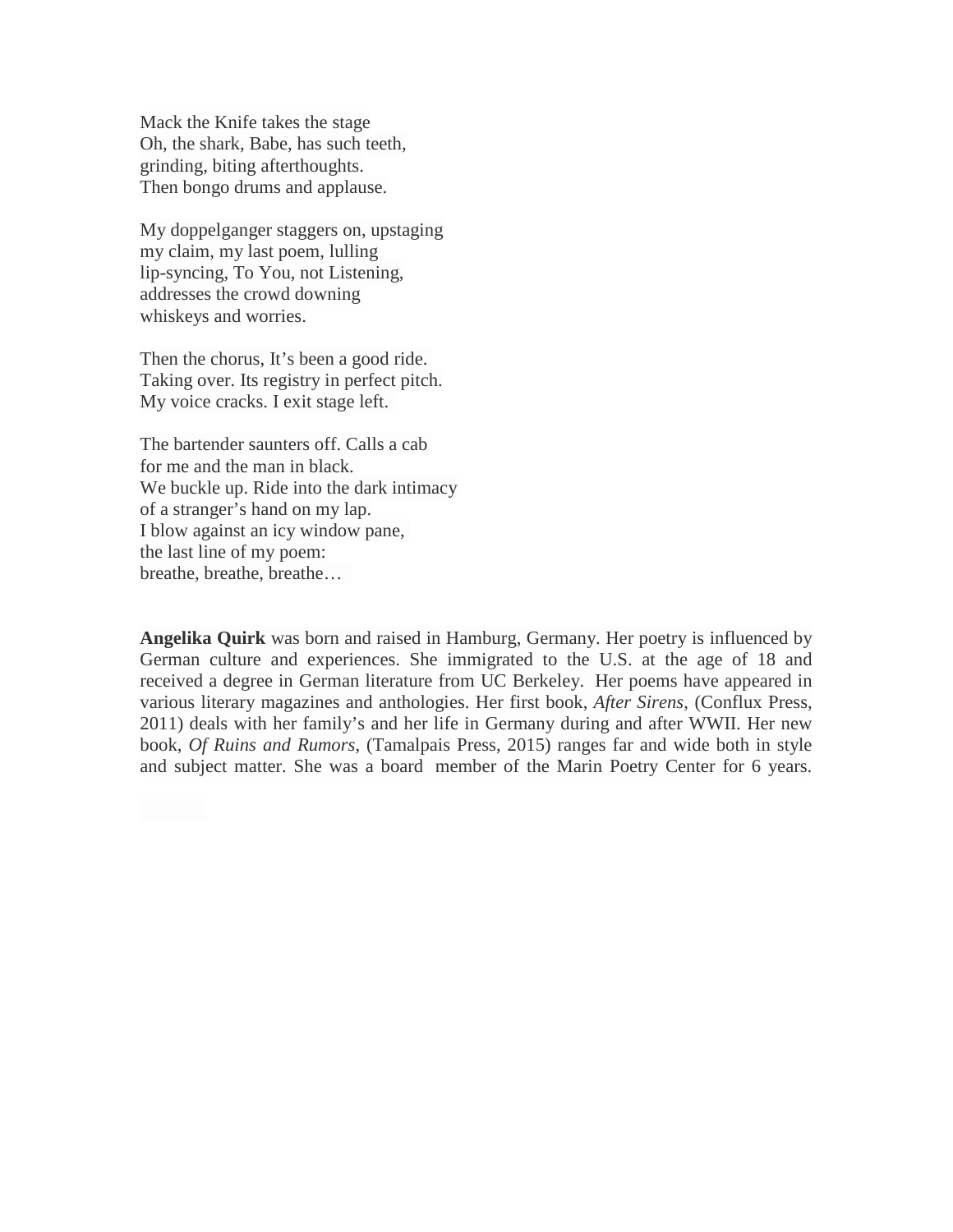Mack the Knife takes the stage  
Oh, the shark, Babe, has such teeth,  
grinding, biting afterthoughts.  
Then bongo drums and applause.

My doppelganger staggers on, upstaging  
my claim, my last poem, lulling  
lip-syncing, To You, not Listening,  
addresses the crowd downing  
whiskeys and worries.

Then the chorus, It's been a good ride.  
Taking over. Its registry in perfect pitch.  
My voice cracks. I exit stage left.

The bartender saunters off. Calls a cab  
for me and the man in black.  
We buckle up. Ride into the dark intimacy  
of a stranger's hand on my lap.  
I blow against an icy window pane,  
the last line of my poem:  
breathe, breathe, breathe…

**Angelika Quirk** was born and raised in Hamburg, Germany. Her poetry is influenced by German culture and experiences. She immigrated to the U.S. at the age of 18 and received a degree in German literature from UC Berkeley. Her poems have appeared in various literary magazines and anthologies. Her first book, *After Sirens*, (Conflux Press, 2011) deals with her family's and her life in Germany during and after WWII. Her new book, *Of Ruins and Rumors*, (Tamalpais Press, 2015) ranges far and wide both in style and subject matter. She was a board member of the Marin Poetry Center for 6 years.